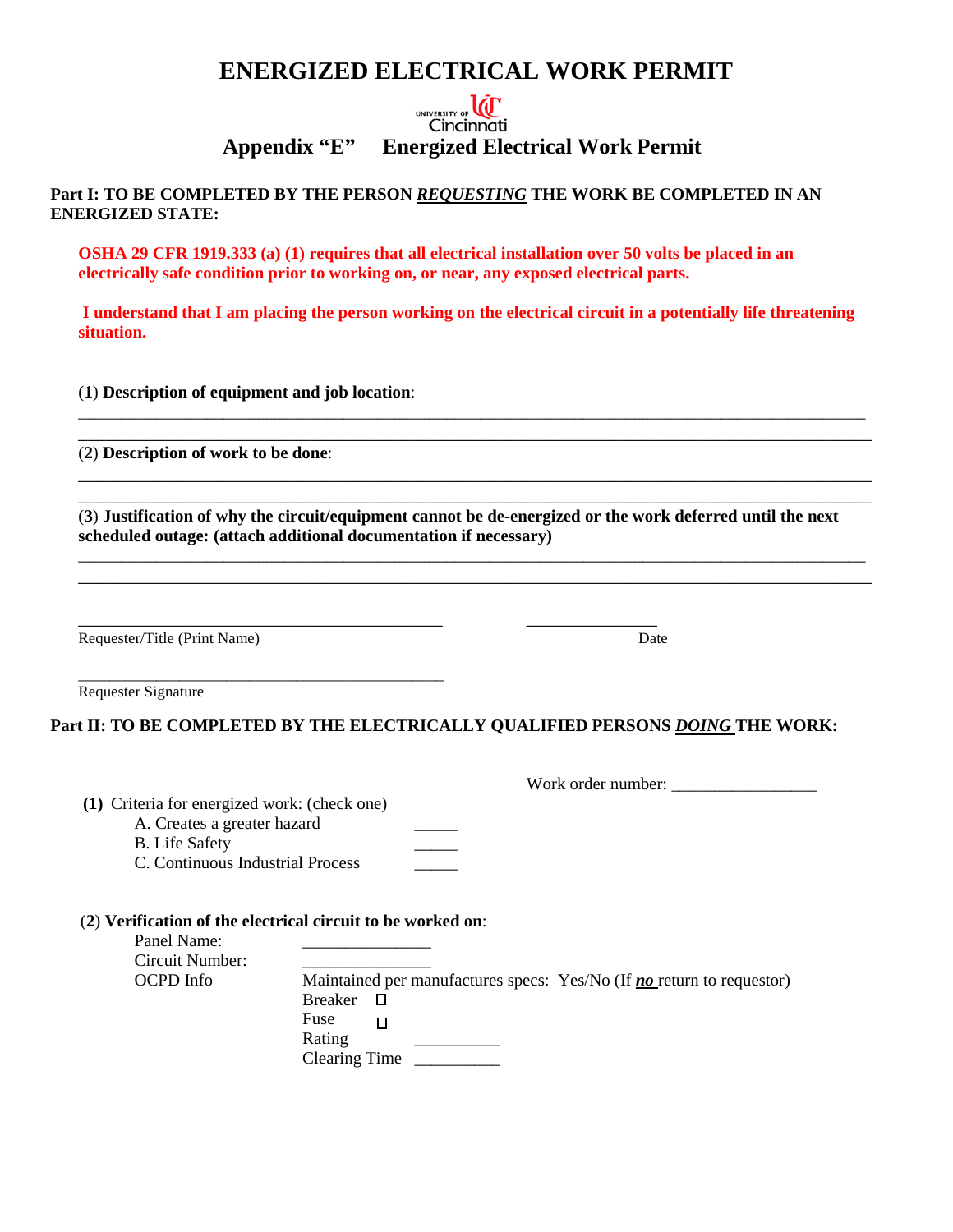# ENERGIZED ELECTRICAL WORK PERMIT

UNIVERSITY OF Cincinnati

## Appendix "E" Energized Electrical Work Permit

**Part I: TO BE COMPLETED BY THE PERSON *REQUESTING* THE WORK BE COMPLETED IN AN ENERGIZED STATE:**

**OSHA 29 CFR 1919.333 (a) (1) requires that all electrical installation over 50 volts be placed in an electrically safe condition prior to working on, or near, any exposed electrical parts.**

**I understand that I am placing the person working on the electrical circuit in a potentially life threatening situation.**

(**1**) **Description of equipment and job location**:

_______________________________________________________________________________

_______________________________________________________________________________

(**2**) **Description of work to be done**:

_______________________________________________________________________________

_______________________________________________________________________________

(**3**) **Justification of why the circuit/equipment cannot be de-energized or the work deferred until the next scheduled outage: (attach additional documentation if necessary)**

_______________________________________________________________________________

_______________________________________________________________________________

_____________________________________ _______________

Requester/Title (Print Name) Date

_____________________________________

Requester Signature

**Part II: TO BE COMPLETED BY THE ELECTRICALLY QUALIFIED PERSONS *DOING* THE WORK:**

Work order number: ________________

**(1)** Criteria for energized work: (check one)

- A. Creates a greater hazard _____
- B. Life Safety _____
- C. Continuous Industrial Process _____

(**2**) **Verification of the electrical circuit to be worked on**:

Panel Name: _______________

Circuit Number: _______________

OCPD Info Maintained per manufactures specs: Yes/No (If ***no*** return to requestor)

- Breaker ☐
- Fuse ☐
- Rating __________
- Clearing Time __________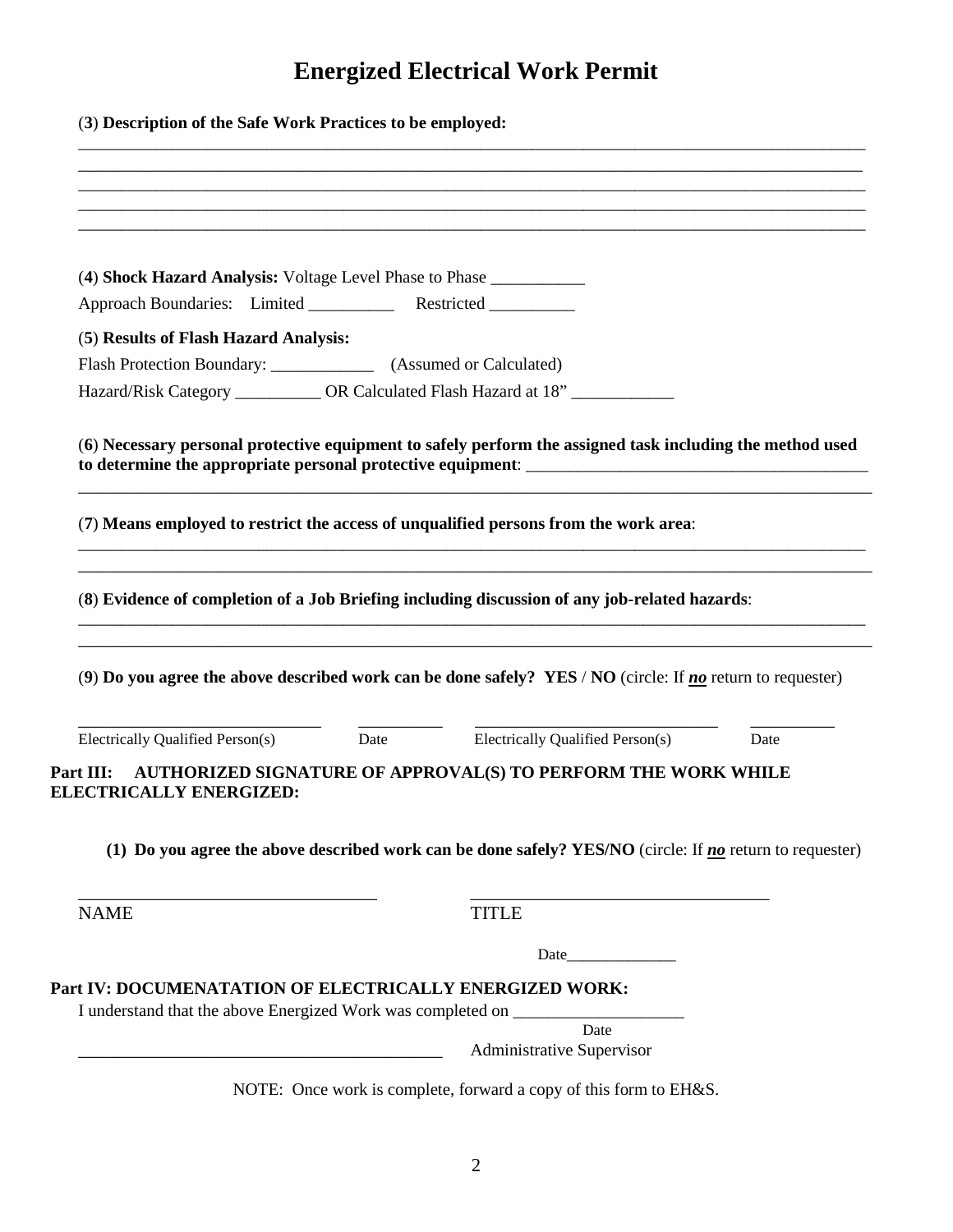# Energized Electrical Work Permit

(**3**) **Description of the Safe Work Practices to be employed:**

\_\_\_\_\_\_\_\_\_\_\_\_\_\_\_\_\_\_\_\_\_\_\_\_\_\_\_\_\_\_\_\_\_\_\_\_\_\_\_\_\_\_\_\_\_\_\_\_\_\_\_\_\_\_\_\_\_\_\_\_\_\_\_\_\_\_\_\_\_\_\_\_\_\_\_\_\_\_\_\_\_\_\_\_\_\_\_\_

\_\_\_\_\_\_\_\_\_\_\_\_\_\_\_\_\_\_\_\_\_\_\_\_\_\_\_\_\_\_\_\_\_\_\_\_\_\_\_\_\_\_\_\_\_\_\_\_\_\_\_\_\_\_\_\_\_\_\_\_\_\_\_\_\_\_\_\_\_\_\_\_\_\_\_\_\_\_\_\_\_\_\_\_\_\_\_\_

\_\_\_\_\_\_\_\_\_\_\_\_\_\_\_\_\_\_\_\_\_\_\_\_\_\_\_\_\_\_\_\_\_\_\_\_\_\_\_\_\_\_\_\_\_\_\_\_\_\_\_\_\_\_\_\_\_\_\_\_\_\_\_\_\_\_\_\_\_\_\_\_\_\_\_\_\_\_\_\_\_\_\_\_\_\_\_\_

\_\_\_\_\_\_\_\_\_\_\_\_\_\_\_\_\_\_\_\_\_\_\_\_\_\_\_\_\_\_\_\_\_\_\_\_\_\_\_\_\_\_\_\_\_\_\_\_\_\_\_\_\_\_\_\_\_\_\_\_\_\_\_\_\_\_\_\_\_\_\_\_\_\_\_\_\_\_\_\_\_\_\_\_\_\_\_\_

\_\_\_\_\_\_\_\_\_\_\_\_\_\_\_\_\_\_\_\_\_\_\_\_\_\_\_\_\_\_\_\_\_\_\_\_\_\_\_\_\_\_\_\_\_\_\_\_\_\_\_\_\_\_\_\_\_\_\_\_\_\_\_\_\_\_\_\_\_\_\_\_\_\_\_\_\_\_\_\_\_\_\_\_\_\_\_\_

(**4**) **Shock Hazard Analysis:** Voltage Level Phase to Phase \_\_\_\_\_\_\_\_\_\_\_

Approach Boundaries: Limited \_\_\_\_\_\_\_\_\_\_ Restricted \_\_\_\_\_\_\_\_\_\_

(**5**) **Results of Flash Hazard Analysis:**

Flash Protection Boundary: \_\_\_\_\_\_\_\_\_\_\_\_ (Assumed or Calculated)

Hazard/Risk Category \_\_\_\_\_\_\_\_\_\_ OR Calculated Flash Hazard at 18" \_\_\_\_\_\_\_\_\_\_\_\_

(**6**) **Necessary personal protective equipment to safely perform the assigned task including the method used to determine the appropriate personal protective equipment**: \_\_\_\_\_\_\_\_\_\_\_\_\_\_\_\_\_\_\_\_\_\_\_\_\_\_\_\_\_\_\_\_\_\_\_\_\_\_\_\_

\_\_\_\_\_\_\_\_\_\_\_\_\_\_\_\_\_\_\_\_\_\_\_\_\_\_\_\_\_\_\_\_\_\_\_\_\_\_\_\_\_\_\_\_\_\_\_\_\_\_\_\_\_\_\_\_\_\_\_\_\_\_\_\_\_\_\_\_\_\_\_\_\_\_\_\_\_\_\_\_\_\_\_\_\_\_\_\_

(**7**) **Means employed to restrict the access of unqualified persons from the work area**:

\_\_\_\_\_\_\_\_\_\_\_\_\_\_\_\_\_\_\_\_\_\_\_\_\_\_\_\_\_\_\_\_\_\_\_\_\_\_\_\_\_\_\_\_\_\_\_\_\_\_\_\_\_\_\_\_\_\_\_\_\_\_\_\_\_\_\_\_\_\_\_\_\_\_\_\_\_\_\_\_\_\_\_\_\_\_\_\_

\_\_\_\_\_\_\_\_\_\_\_\_\_\_\_\_\_\_\_\_\_\_\_\_\_\_\_\_\_\_\_\_\_\_\_\_\_\_\_\_\_\_\_\_\_\_\_\_\_\_\_\_\_\_\_\_\_\_\_\_\_\_\_\_\_\_\_\_\_\_\_\_\_\_\_\_\_\_\_\_\_\_\_\_\_\_\_\_

(**8**) **Evidence of completion of a Job Briefing including discussion of any job-related hazards**:

\_\_\_\_\_\_\_\_\_\_\_\_\_\_\_\_\_\_\_\_\_\_\_\_\_\_\_\_\_\_\_\_\_\_\_\_\_\_\_\_\_\_\_\_\_\_\_\_\_\_\_\_\_\_\_\_\_\_\_\_\_\_\_\_\_\_\_\_\_\_\_\_\_\_\_\_\_\_\_\_\_\_\_\_\_\_\_\_

\_\_\_\_\_\_\_\_\_\_\_\_\_\_\_\_\_\_\_\_\_\_\_\_\_\_\_\_\_\_\_\_\_\_\_\_\_\_\_\_\_\_\_\_\_\_\_\_\_\_\_\_\_\_\_\_\_\_\_\_\_\_\_\_\_\_\_\_\_\_\_\_\_\_\_\_\_\_\_\_\_\_\_\_\_\_\_\_

(**9**) **Do you agree the above described work can be done safely? YES** / **NO** (circle: If ***no*** return to requester)

\_\_\_\_\_\_\_\_\_\_\_\_\_\_\_\_\_\_\_\_\_\_\_\_\_\_\_\_\_ \_\_\_\_\_\_\_\_\_\_ \_\_\_\_\_\_\_\_\_\_\_\_\_\_\_\_\_\_\_\_\_\_\_\_\_\_\_\_\_ \_\_\_\_\_\_\_\_\_\_

Electrically Qualified Person(s) Date Electrically Qualified Person(s) Date

## Part III: AUTHORIZED SIGNATURE OF APPROVAL(S) TO PERFORM THE WORK WHILE ELECTRICALLY ENERGIZED:

**(1) Do you agree the above described work can be done safely? YES/NO** (circle: If ***no*** return to requester)

\_\_\_\_\_\_\_\_\_\_\_\_\_\_\_\_\_\_\_\_\_\_\_\_\_\_\_\_\_\_\_\_\_\_\_ \_\_\_\_\_\_\_\_\_\_\_\_\_\_\_\_\_\_\_\_\_\_\_\_\_\_\_\_\_\_\_\_\_\_\_

NAME TITLE

Date\_\_\_\_\_\_\_\_\_\_\_\_\_\_\_

## Part IV: DOCUMENATATION OF ELECTRICALLY ENERGIZED WORK:

I understand that the above Energized Work was completed on \_\_\_\_\_\_\_\_\_\_\_\_\_\_\_\_\_\_\_\_

Date

\_\_\_\_\_\_\_\_\_\_\_\_\_\_\_\_\_\_\_\_\_\_\_\_\_\_\_\_\_\_\_\_\_\_\_\_\_\_\_\_\_\_ Administrative Supervisor

NOTE: Once work is complete, forward a copy of this form to EH&S.